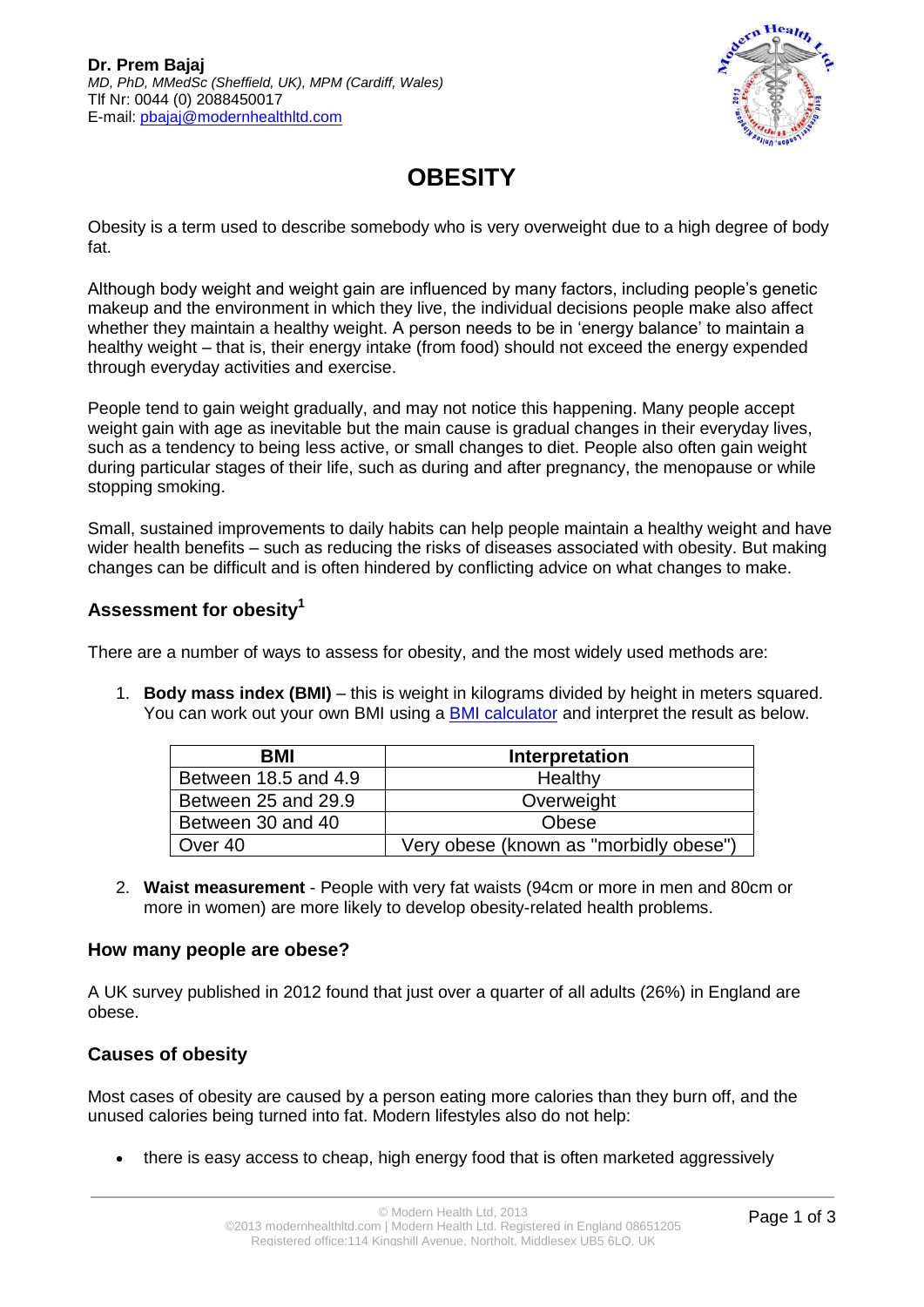**Dr. Prem Bajaj**
*MD, PhD, MMedSc (Sheffield, UK), MPM (Cardiff, Wales)*
Tlf Nr: 0044 (0) 2088450017
E-mail: [pbajaj@modernhealthltd.com](mailto:pbajaj@modernhealthltd.com)

# OBESITY

Obesity is a term used to describe somebody who is very overweight due to a high degree of body fat.

Although body weight and weight gain are influenced by many factors, including people's genetic makeup and the environment in which they live, the individual decisions people make also affect whether they maintain a healthy weight. A person needs to be in 'energy balance' to maintain a healthy weight – that is, their energy intake (from food) should not exceed the energy expended through everyday activities and exercise.

People tend to gain weight gradually, and may not notice this happening. Many people accept weight gain with age as inevitable but the main cause is gradual changes in their everyday lives, such as a tendency to being less active, or small changes to diet. People also often gain weight during particular stages of their life, such as during and after pregnancy, the menopause or while stopping smoking.

Small, sustained improvements to daily habits can help people maintain a healthy weight and have wider health benefits – such as reducing the risks of diseases associated with obesity. But making changes can be difficult and is often hindered by conflicting advice on what changes to make.

## Assessment for obesity[1]

There are a number of ways to assess for obesity, and the most widely used methods are:

1. **Body mass index (BMI)** – this is weight in kilograms divided by height in meters squared. You can work out your own BMI using a BMI calculator and interpret the result as below.

| BMI | Interpretation |
|---|---|
| Between 18.5 and 4.9 | Healthy |
| Between 25 and 29.9 | Overweight |
| Between 30 and 40 | Obese |
| Over 40 | Very obese (known as "morbidly obese") |

2. **Waist measurement** - People with very fat waists (94cm or more in men and 80cm or more in women) are more likely to develop obesity-related health problems.

## How many people are obese?

A UK survey published in 2012 found that just over a quarter of all adults (26%) in England are obese.

## Causes of obesity

Most cases of obesity are caused by a person eating more calories than they burn off, and the unused calories being turned into fat. Modern lifestyles also do not help:

- there is easy access to cheap, high energy food that is often marketed aggressively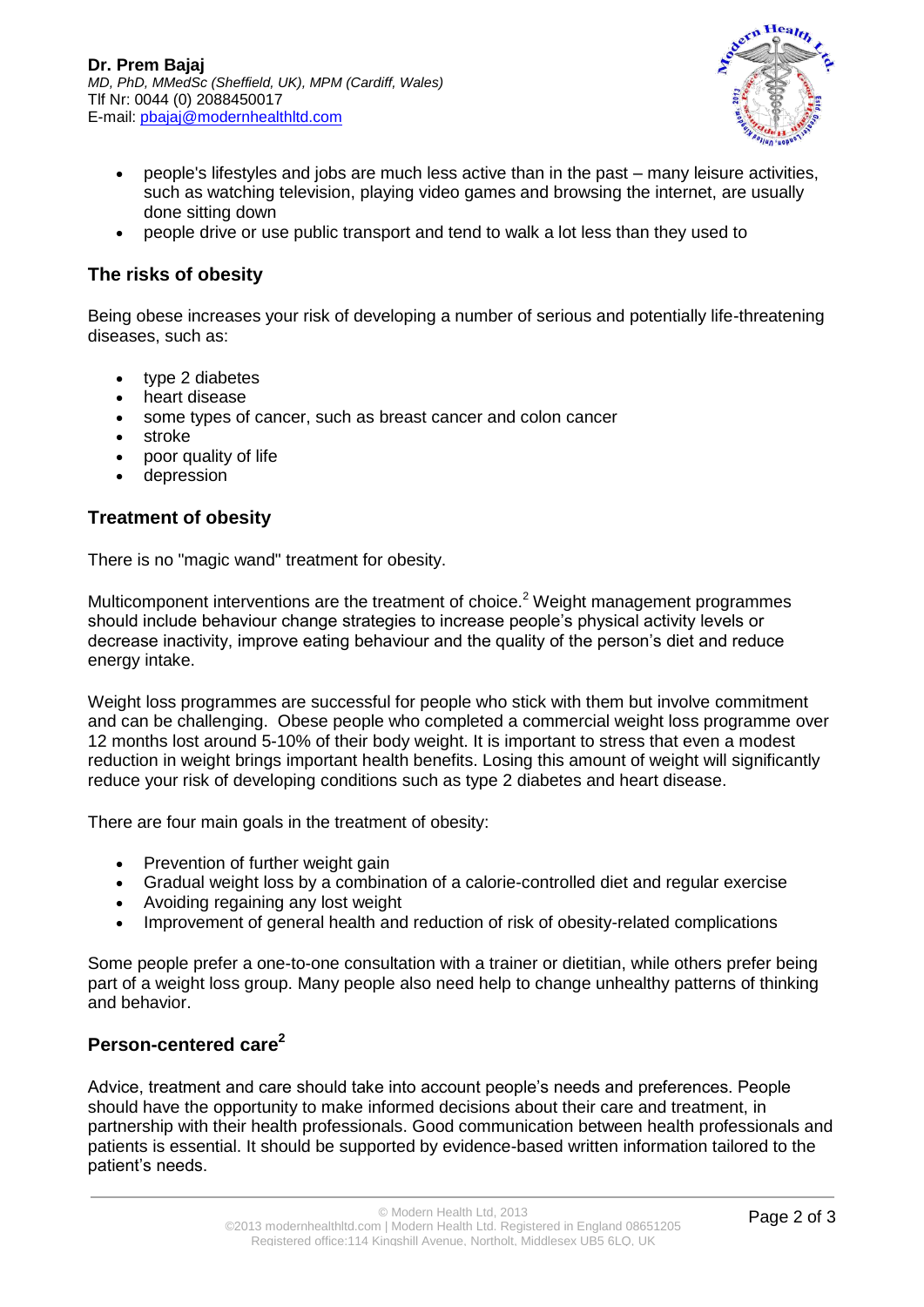- people's lifestyles and jobs are much less active than in the past – many leisure activities, such as watching television, playing video games and browsing the internet, are usually done sitting down
- people drive or use public transport and tend to walk a lot less than they used to

## The risks of obesity

Being obese increases your risk of developing a number of serious and potentially life-threatening diseases, such as:

- type 2 diabetes
- heart disease
- some types of cancer, such as breast cancer and colon cancer
- stroke
- poor quality of life
- depression

## Treatment of obesity

There is no "magic wand" treatment for obesity.

Multicomponent interventions are the treatment of choice.[2] Weight management programmes should include behaviour change strategies to increase people's physical activity levels or decrease inactivity, improve eating behaviour and the quality of the person's diet and reduce energy intake.

Weight loss programmes are successful for people who stick with them but involve commitment and can be challenging. Obese people who completed a commercial weight loss programme over 12 months lost around 5-10% of their body weight. It is important to stress that even a modest reduction in weight brings important health benefits. Losing this amount of weight will significantly reduce your risk of developing conditions such as type 2 diabetes and heart disease.

There are four main goals in the treatment of obesity:

- Prevention of further weight gain
- Gradual weight loss by a combination of a calorie-controlled diet and regular exercise
- Avoiding regaining any lost weight
- Improvement of general health and reduction of risk of obesity-related complications

Some people prefer a one-to-one consultation with a trainer or dietitian, while others prefer being part of a weight loss group. Many people also need help to change unhealthy patterns of thinking and behavior.

## Person-centered care[2]

Advice, treatment and care should take into account people's needs and preferences. People should have the opportunity to make informed decisions about their care and treatment, in partnership with their health professionals. Good communication between health professionals and patients is essential. It should be supported by evidence-based written information tailored to the patient's needs.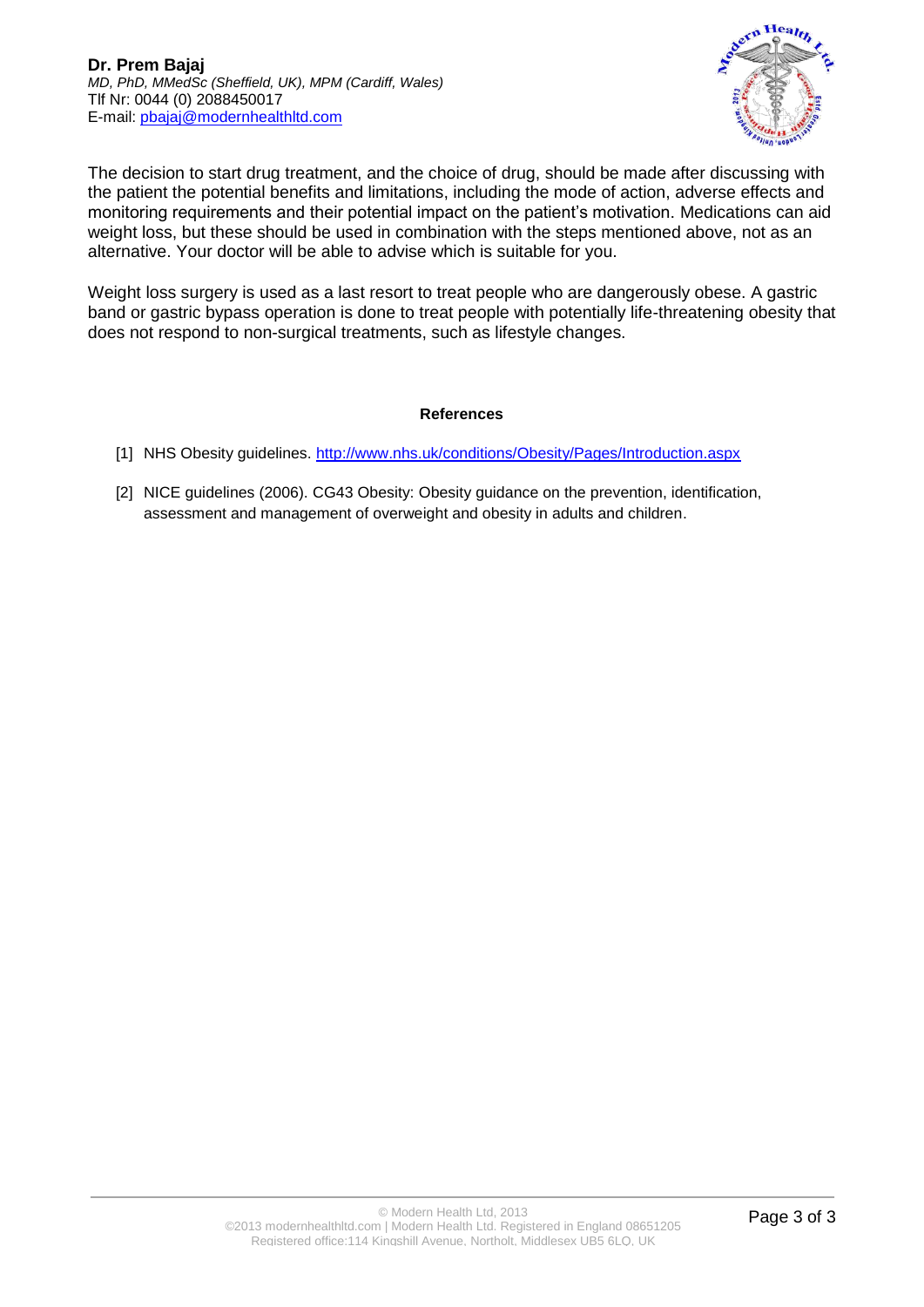The decision to start drug treatment, and the choice of drug, should be made after discussing with the patient the potential benefits and limitations, including the mode of action, adverse effects and monitoring requirements and their potential impact on the patient's motivation. Medications can aid weight loss, but these should be used in combination with the steps mentioned above, not as an alternative. Your doctor will be able to advise which is suitable for you.

Weight loss surgery is used as a last resort to treat people who are dangerously obese. A gastric band or gastric bypass operation is done to treat people with potentially life-threatening obesity that does not respond to non-surgical treatments, such as lifestyle changes.

**References**

[1] NHS Obesity guidelines. http://www.nhs.uk/conditions/Obesity/Pages/Introduction.aspx

[2] NICE guidelines (2006). CG43 Obesity: Obesity guidance on the prevention, identification, assessment and management of overweight and obesity in adults and children.